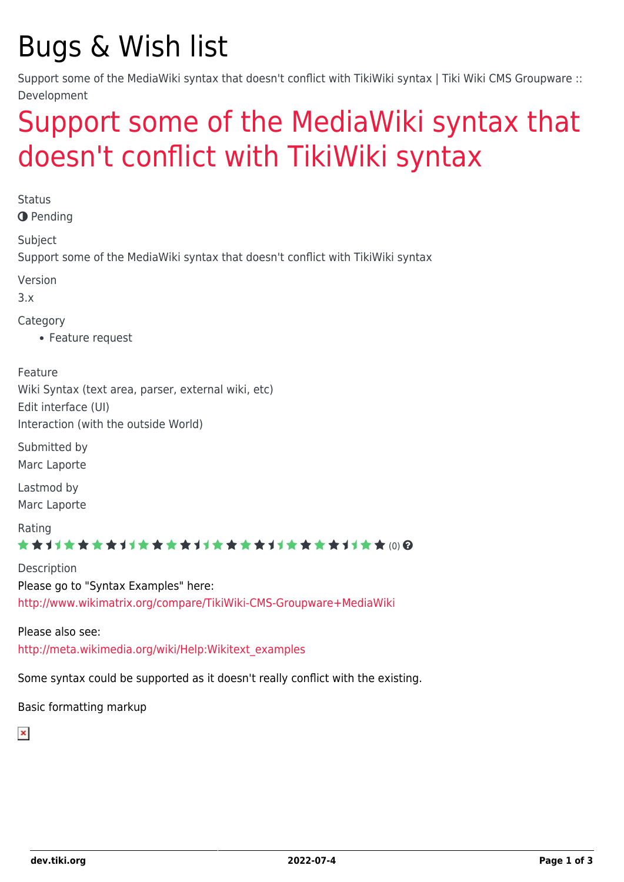# Bugs & Wish list

Support some of the MediaWiki syntax that doesn't conflict with TikiWiki syntax | Tiki Wiki CMS Groupware :: Development

## Support some of the MediaWiki syntax that doesn't conflict with TikiWiki syntax

Status

Pending

Subject

Support some of the MediaWiki syntax that doesn't conflict with TikiWiki syntax

Version

3.x

Category

- Feature request

Feature

Wiki Syntax (text area, parser, external wiki, etc)
Edit interface (UI)
Interaction (with the outside World)

Submitted by

Marc Laporte

Lastmod by

Marc Laporte

Rating

(0)

Description

Please go to "Syntax Examples" here:
http://www.wikimatrix.org/compare/TikiWiki-CMS-Groupware+MediaWiki

Please also see:
http://meta.wikimedia.org/wiki/Help:Wikitext_examples

Some syntax could be supported as it doesn't really conflict with the existing.

Basic formatting markup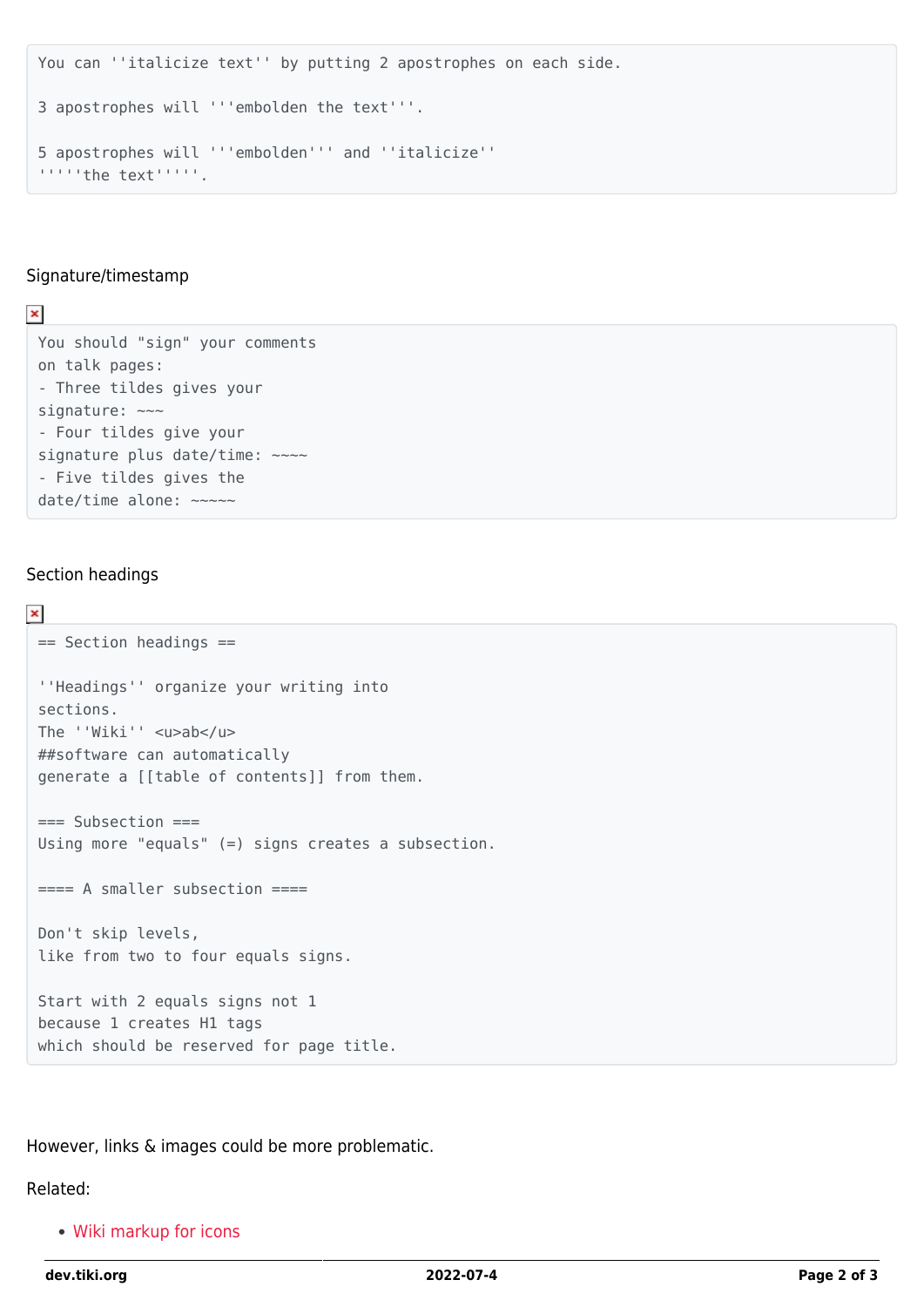```
You can ''italicize text'' by putting 2 apostrophes on each side.

3 apostrophes will '''embolden the text'''.

5 apostrophes will '''embolden''' and ''italicize''
'''''the text'''''.
```

Signature/timestamp

```
You should "sign" your comments
on talk pages:
- Three tildes gives your
signature: ~~~
- Four tildes give your
signature plus date/time: ~~~~
- Five tildes gives the
date/time alone: ~~~~~
```

Section headings

```
== Section headings ==

''Headings'' organize your writing into
sections.
The ''Wiki'' <u>ab</u>
##software can automatically
generate a [[table of contents]] from them.

=== Subsection ===
Using more "equals" (=) signs creates a subsection.

==== A smaller subsection ====

Don't skip levels,
like from two to four equals signs.

Start with 2 equals signs not 1
because 1 creates H1 tags
which should be reserved for page title.
```

However, links & images could be more problematic.

Related:

- Wiki markup for icons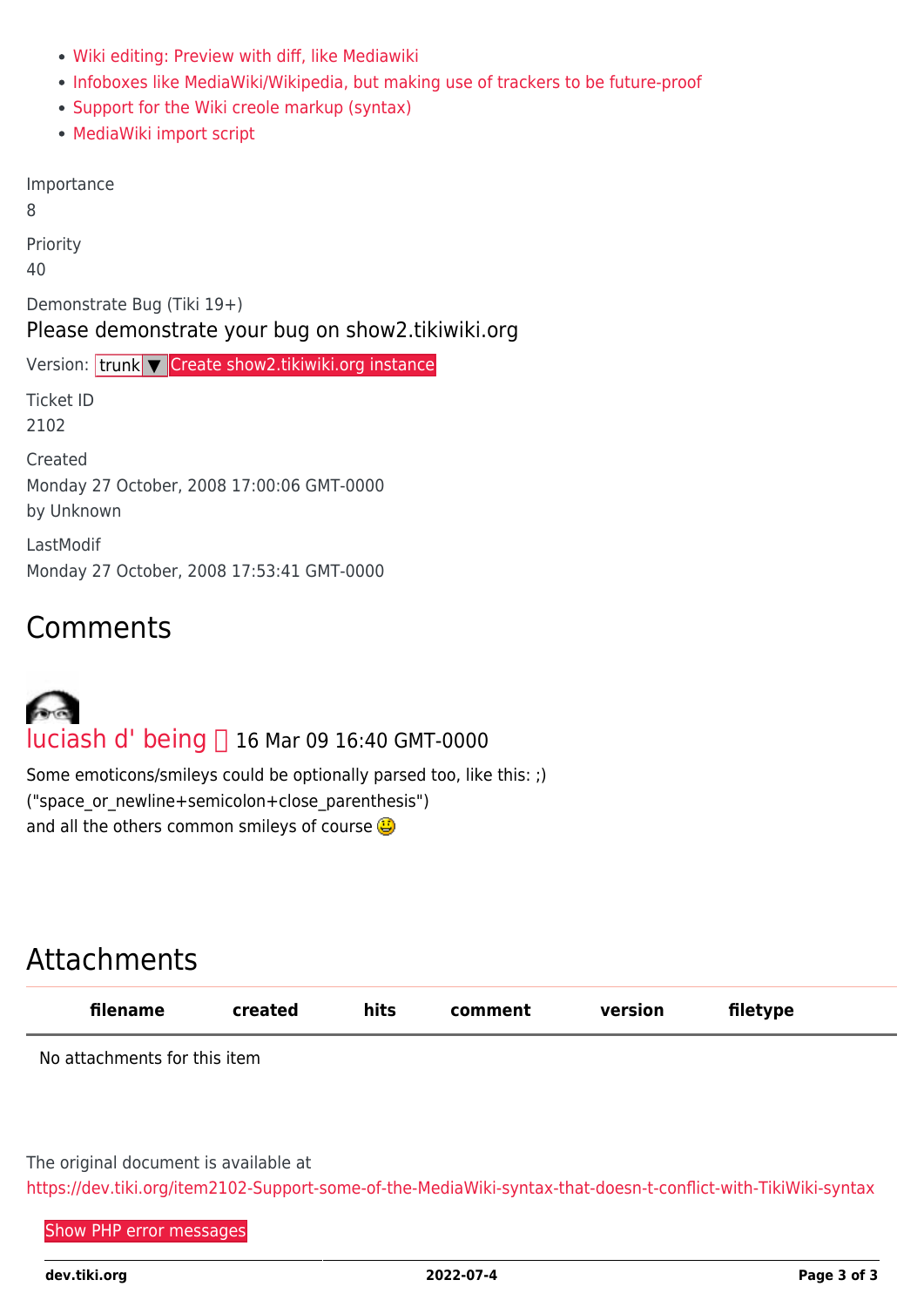- Wiki editing: Preview with diff, like Mediawiki
- Infoboxes like MediaWiki/Wikipedia, but making use of trackers to be future-proof
- Support for the Wiki creole markup (syntax)
- MediaWiki import script

Importance
8

Priority
40

Demonstrate Bug (Tiki 19+)

Please demonstrate your bug on show2.tikiwiki.org

Version: trunk ▼ Create show2.tikiwiki.org instance

Ticket ID
2102

Created
Monday 27 October, 2008 17:00:06 GMT-0000
by Unknown

LastModif
Monday 27 October, 2008 17:53:41 GMT-0000

## Comments

luciash d' being 16 Mar 09 16:40 GMT-0000

Some emoticons/smileys could be optionally parsed too, like this: ;)
("space_or_newline+semicolon+close_parenthesis")
and all the others common smileys of course

## Attachments

| filename | created | hits | comment | version | filetype |
|---|---|---|---|---|---|
| No attachments for this item | | | | | |

The original document is available at
https://dev.tiki.org/item2102-Support-some-of-the-MediaWiki-syntax-that-doesn-t-conflict-with-TikiWiki-syntax

Show PHP error messages